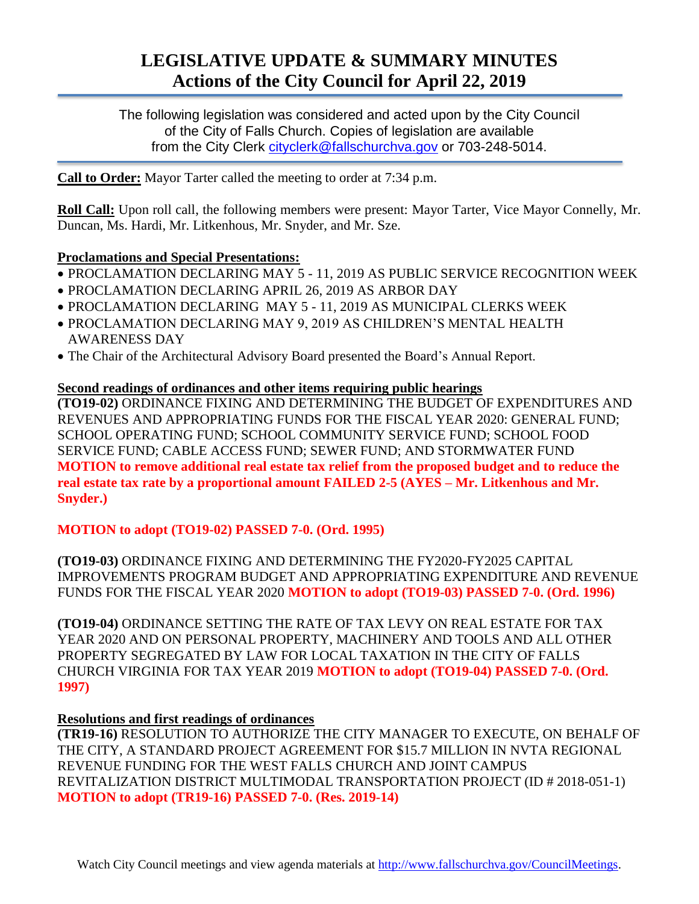# LEGISLATIVE UPDATE & SUMMARY MINUTES
## Actions of the City Council for April 22, 2019

The following legislation was considered and acted upon by the City Council of the City of Falls Church. Copies of legislation are available from the City Clerk cityclerk@fallschurchva.gov or 703-248-5014.

**Call to Order:** Mayor Tarter called the meeting to order at 7:34 p.m.

**Roll Call:** Upon roll call, the following members were present: Mayor Tarter, Vice Mayor Connelly, Mr. Duncan, Ms. Hardi, Mr. Litkenhous, Mr. Snyder, and Mr. Sze.

**Proclamations and Special Presentations:**

- PROCLAMATION DECLARING MAY 5 - 11, 2019 AS PUBLIC SERVICE RECOGNITION WEEK
- PROCLAMATION DECLARING APRIL 26, 2019 AS ARBOR DAY
- PROCLAMATION DECLARING MAY 5 - 11, 2019 AS MUNICIPAL CLERKS WEEK
- PROCLAMATION DECLARING MAY 9, 2019 AS CHILDREN'S MENTAL HEALTH AWARENESS DAY
- The Chair of the Architectural Advisory Board presented the Board's Annual Report.

**Second readings of ordinances and other items requiring public hearings**

**(TO19-02)** ORDINANCE FIXING AND DETERMINING THE BUDGET OF EXPENDITURES AND REVENUES AND APPROPRIATING FUNDS FOR THE FISCAL YEAR 2020: GENERAL FUND; SCHOOL OPERATING FUND; SCHOOL COMMUNITY SERVICE FUND; SCHOOL FOOD SERVICE FUND; CABLE ACCESS FUND; SEWER FUND; AND STORMWATER FUND **MOTION to remove additional real estate tax relief from the proposed budget and to reduce the real estate tax rate by a proportional amount FAILED 2-5 (AYES – Mr. Litkenhous and Mr. Snyder.)**

**MOTION to adopt (TO19-02) PASSED 7-0. (Ord. 1995)**

**(TO19-03)** ORDINANCE FIXING AND DETERMINING THE FY2020-FY2025 CAPITAL IMPROVEMENTS PROGRAM BUDGET AND APPROPRIATING EXPENDITURE AND REVENUE FUNDS FOR THE FISCAL YEAR 2020 **MOTION to adopt (TO19-03) PASSED 7-0. (Ord. 1996)**

**(TO19-04)** ORDINANCE SETTING THE RATE OF TAX LEVY ON REAL ESTATE FOR TAX YEAR 2020 AND ON PERSONAL PROPERTY, MACHINERY AND TOOLS AND ALL OTHER PROPERTY SEGREGATED BY LAW FOR LOCAL TAXATION IN THE CITY OF FALLS CHURCH VIRGINIA FOR TAX YEAR 2019 **MOTION to adopt (TO19-04) PASSED 7-0. (Ord. 1997)**

**Resolutions and first readings of ordinances**

**(TR19-16)** RESOLUTION TO AUTHORIZE THE CITY MANAGER TO EXECUTE, ON BEHALF OF THE CITY, A STANDARD PROJECT AGREEMENT FOR $15.7 MILLION IN NVTA REGIONAL REVENUE FUNDING FOR THE WEST FALLS CHURCH AND JOINT CAMPUS REVITALIZATION DISTRICT MULTIMODAL TRANSPORTATION PROJECT (ID # 2018-051-1) **MOTION to adopt (TR19-16) PASSED 7-0. (Res. 2019-14)**

Watch City Council meetings and view agenda materials at http://www.fallschurchva.gov/CouncilMeetings.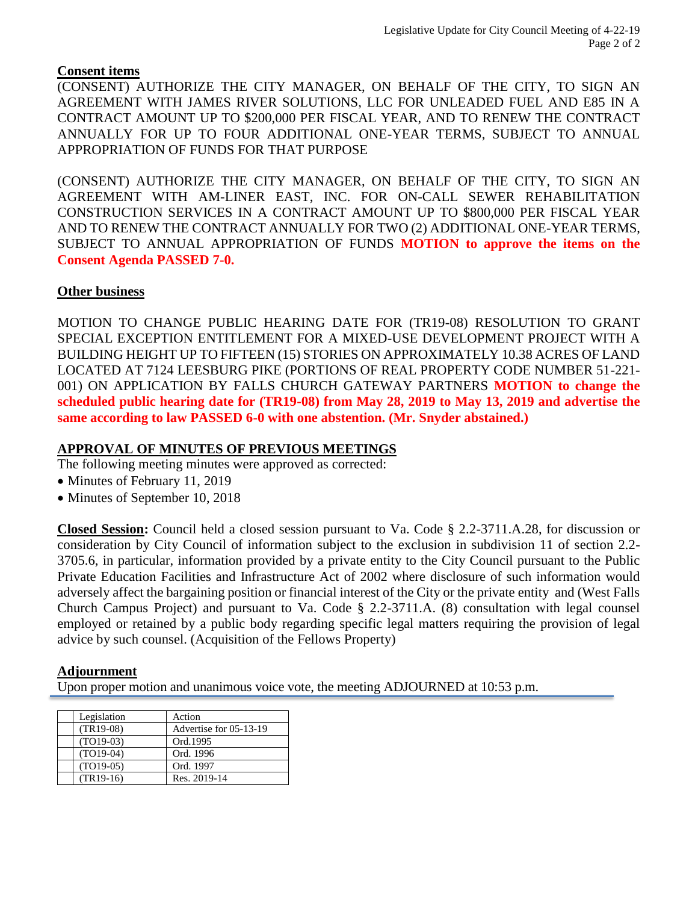**Consent items**

(CONSENT) AUTHORIZE THE CITY MANAGER, ON BEHALF OF THE CITY, TO SIGN AN AGREEMENT WITH JAMES RIVER SOLUTIONS, LLC FOR UNLEADED FUEL AND E85 IN A CONTRACT AMOUNT UP TO $200,000 PER FISCAL YEAR, AND TO RENEW THE CONTRACT ANNUALLY FOR UP TO FOUR ADDITIONAL ONE-YEAR TERMS, SUBJECT TO ANNUAL APPROPRIATION OF FUNDS FOR THAT PURPOSE

(CONSENT) AUTHORIZE THE CITY MANAGER, ON BEHALF OF THE CITY, TO SIGN AN AGREEMENT WITH AM-LINER EAST, INC. FOR ON-CALL SEWER REHABILITATION CONSTRUCTION SERVICES IN A CONTRACT AMOUNT UP TO $800,000 PER FISCAL YEAR AND TO RENEW THE CONTRACT ANNUALLY FOR TWO (2) ADDITIONAL ONE-YEAR TERMS, SUBJECT TO ANNUAL APPROPRIATION OF FUNDS **MOTION to approve the items on the Consent Agenda PASSED 7-0.**

**Other business**

MOTION TO CHANGE PUBLIC HEARING DATE FOR (TR19-08) RESOLUTION TO GRANT SPECIAL EXCEPTION ENTITLEMENT FOR A MIXED-USE DEVELOPMENT PROJECT WITH A BUILDING HEIGHT UP TO FIFTEEN (15) STORIES ON APPROXIMATELY 10.38 ACRES OF LAND LOCATED AT 7124 LEESBURG PIKE (PORTIONS OF REAL PROPERTY CODE NUMBER 51-221-001) ON APPLICATION BY FALLS CHURCH GATEWAY PARTNERS **MOTION to change the scheduled public hearing date for (TR19-08) from May 28, 2019 to May 13, 2019 and advertise the same according to law PASSED 6-0 with one abstention. (Mr. Snyder abstained.)**

**APPROVAL OF MINUTES OF PREVIOUS MEETINGS**

The following meeting minutes were approved as corrected:

- Minutes of February 11, 2019
- Minutes of September 10, 2018

**Closed Session:** Council held a closed session pursuant to Va. Code § 2.2-3711.A.28, for discussion or consideration by City Council of information subject to the exclusion in subdivision 11 of section 2.2-3705.6, in particular, information provided by a private entity to the City Council pursuant to the Public Private Education Facilities and Infrastructure Act of 2002 where disclosure of such information would adversely affect the bargaining position or financial interest of the City or the private entity and (West Falls Church Campus Project) and pursuant to Va. Code § 2.2-3711.A. (8) consultation with legal counsel employed or retained by a public body regarding specific legal matters requiring the provision of legal advice by such counsel. (Acquisition of the Fellows Property)

**Adjournment**

Upon proper motion and unanimous voice vote, the meeting ADJOURNED at 10:53 p.m.

| | Legislation | Action |
|---|---|---|
| | (TR19-08) | Advertise for 05-13-19 |
| | (TO19-03) | Ord.1995 |
| | (TO19-04) | Ord. 1996 |
| | (TO19-05) | Ord. 1997 |
| | (TR19-16) | Res. 2019-14 |